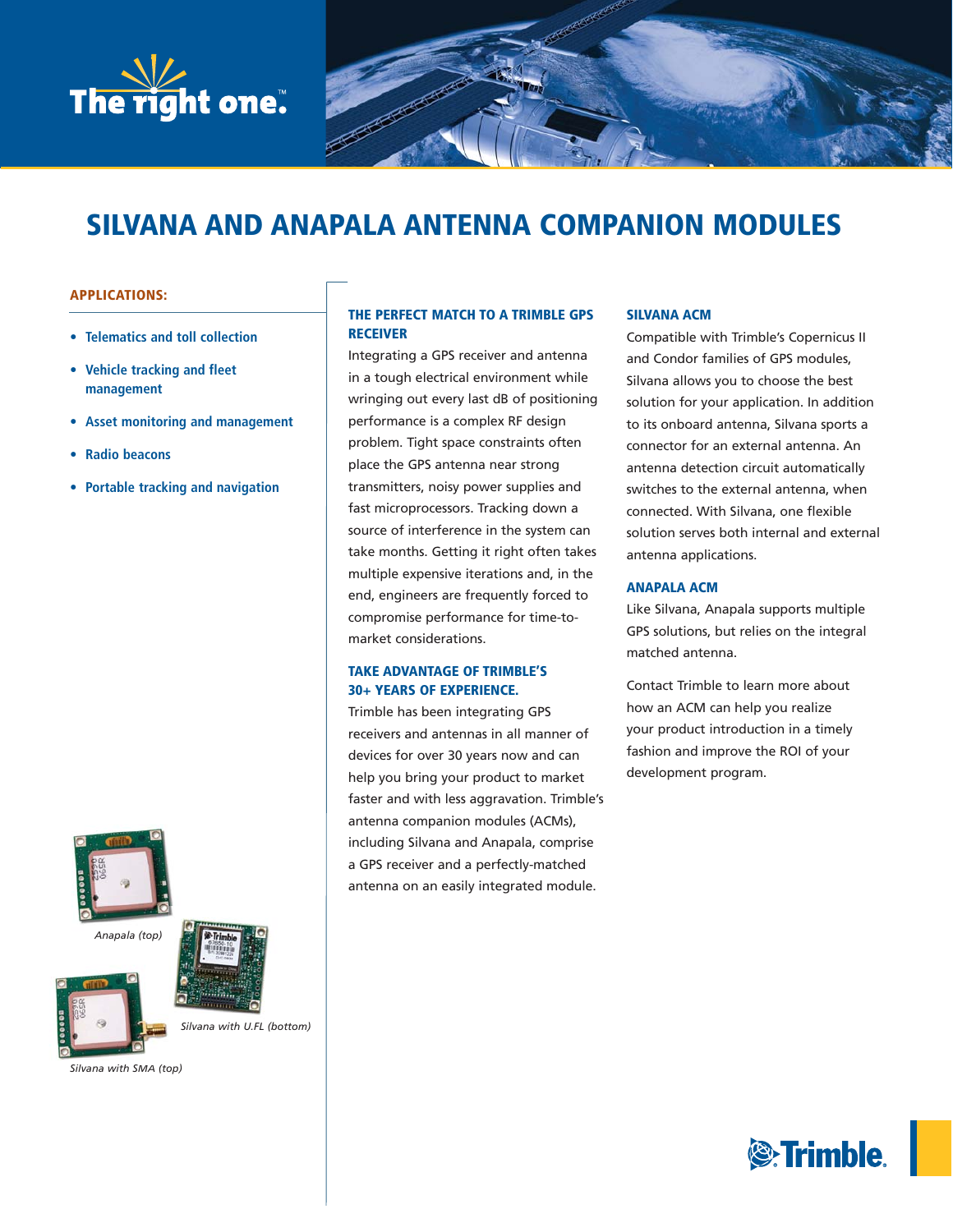The right one.™

# SILVANA AND ANAPALA ANTENNA COMPANION MODULES

**APPLICATIONS:**

- Telematics and toll collection
- Vehicle tracking and fleet management
- Asset monitoring and management
- Radio beacons
- Portable tracking and navigation

### THE PERFECT MATCH TO A TRIMBLE GPS RECEIVER

Integrating a GPS receiver and antenna in a tough electrical environment while wringing out every last dB of positioning performance is a complex RF design problem. Tight space constraints often place the GPS antenna near strong transmitters, noisy power supplies and fast microprocessors. Tracking down a source of interference in the system can take months. Getting it right often takes multiple expensive iterations and, in the end, engineers are frequently forced to compromise performance for time-to-market considerations.

### TAKE ADVANTAGE OF TRIMBLE'S 30+ YEARS OF EXPERIENCE.

Trimble has been integrating GPS receivers and antennas in all manner of devices for over 30 years now and can help you bring your product to market faster and with less aggravation. Trimble's antenna companion modules (ACMs), including Silvana and Anapala, comprise a GPS receiver and a perfectly-matched antenna on an easily integrated module.

### SILVANA ACM

Compatible with Trimble's Copernicus II and Condor families of GPS modules, Silvana allows you to choose the best solution for your application. In addition to its onboard antenna, Silvana sports a connector for an external antenna. An antenna detection circuit automatically switches to the external antenna, when connected. With Silvana, one flexible solution serves both internal and external antenna applications.

### ANAPALA ACM

Like Silvana, Anapala supports multiple GPS solutions, but relies on the integral matched antenna.

Contact Trimble to learn more about how an ACM can help you realize your product introduction in a timely fashion and improve the ROI of your development program.

*Anapala (top)*

*Silvana with U.FL (bottom)*

*Silvana with SMA (top)*

Trimble.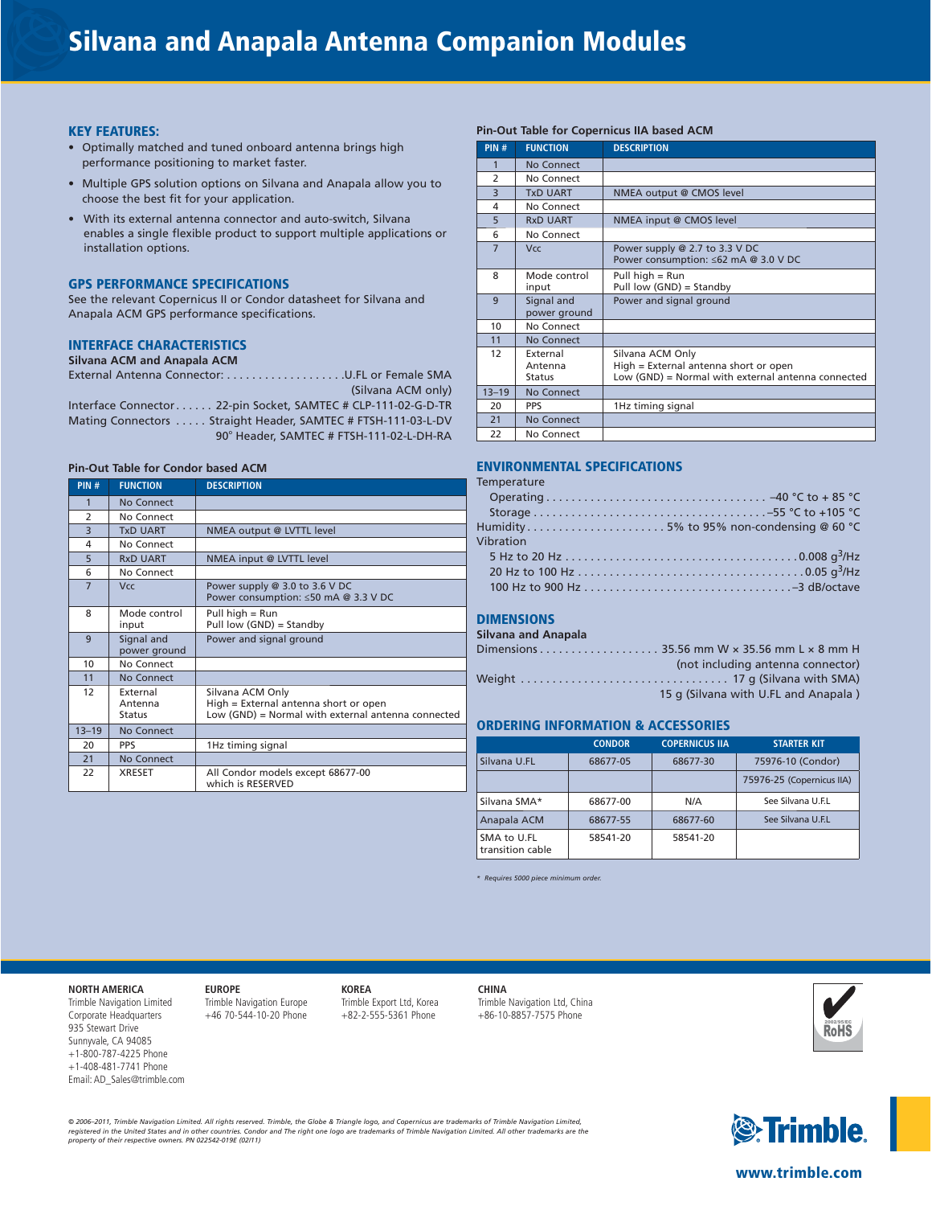# Silvana and Anapala Antenna Companion Modules

## KEY FEATURES:

- Optimally matched and tuned onboard antenna brings high performance positioning to market faster.
- Multiple GPS solution options on Silvana and Anapala allow you to choose the best fit for your application.
- With its external antenna connector and auto-switch, Silvana enables a single flexible product to support multiple applications or installation options.

## GPS PERFORMANCE SPECIFICATIONS

See the relevant Copernicus II or Condor datasheet for Silvana and Anapala ACM GPS performance specifications.

## INTERFACE CHARACTERISTICS

**Silvana ACM and Anapala ACM**

External Antenna Connector: . . . . . . . . . . . . . . . . . . .U.FL or Female SMA (Silvana ACM only)

Interface Connector . . . . . . 22-pin Socket, SAMTEC # CLP-111-02-G-D-TR

Mating Connectors . . . . . Straight Header, SAMTEC # FTSH-111-03-L-DV
90° Header, SAMTEC # FTSH-111-02-L-DH-RA

**Pin-Out Table for Condor based ACM**

| PIN # | FUNCTION | DESCRIPTION |
|---|---|---|
| 1 | No Connect | |
| 2 | No Connect | |
| 3 | TxD UART | NMEA output @ LVTTL level |
| 4 | No Connect | |
| 5 | RxD UART | NMEA input @ LVTTL level |
| 6 | No Connect | |
| 7 | Vcc | Power supply @ 3.0 to 3.6 V DC<br>Power consumption: ≤50 mA @ 3.3 V DC |
| 8 | Mode control input | Pull high = Run<br>Pull low (GND) = Standby |
| 9 | Signal and power ground | Power and signal ground |
| 10 | No Connect | |
| 11 | No Connect | |
| 12 | External Antenna Status | Silvana ACM Only<br>High = External antenna short or open<br>Low (GND) = Normal with external antenna connected |
| 13–19 | No Connect | |
| 20 | PPS | 1Hz timing signal |
| 21 | No Connect | |
| 22 | XRESET | All Condor models except 68677-00 which is RESERVED |

**Pin-Out Table for Copernicus IIA based ACM**

| PIN # | FUNCTION | DESCRIPTION |
|---|---|---|
| 1 | No Connect | |
| 2 | No Connect | |
| 3 | TxD UART | NMEA output @ CMOS level |
| 4 | No Connect | |
| 5 | RxD UART | NMEA input @ CMOS level |
| 6 | No Connect | |
| 7 | Vcc | Power supply @ 2.7 to 3.3 V DC<br>Power consumption: ≤62 mA @ 3.0 V DC |
| 8 | Mode control input | Pull high = Run<br>Pull low (GND) = Standby |
| 9 | Signal and power ground | Power and signal ground |
| 10 | No Connect | |
| 11 | No Connect | |
| 12 | External Antenna Status | Silvana ACM Only<br>High = External antenna short or open<br>Low (GND) = Normal with external antenna connected |
| 13–19 | No Connect | |
| 20 | PPS | 1Hz timing signal |
| 21 | No Connect | |
| 22 | No Connect | |

## ENVIRONMENTAL SPECIFICATIONS

Temperature

- Operating . . . . . . . . . . . . . . . . . . . . . . . . . . . . . . . . . . . –40 °C to + 85 °C
- Storage . . . . . . . . . . . . . . . . . . . . . . . . . . . . . . . . . . . . –55 °C to +105 °C

Humidity . . . . . . . . . . . . . . . . . . . . . . 5% to 95% non-condensing @ 60 °C

Vibration

- 5 Hz to 20 Hz . . . . . . . . . . . . . . . . . . . . . . . . . . . . . . . . . . . . 0.008 $g^2$/Hz
- 20 Hz to 100 Hz . . . . . . . . . . . . . . . . . . . . . . . . . . . . . . . . . . . 0.05 $g^2$/Hz
- 100 Hz to 900 Hz . . . . . . . . . . . . . . . . . . . . . . . . . . . . . . . . –3 dB/octave

## DIMENSIONS

**Silvana and Anapala**

Dimensions . . . . . . . . . . . . . . . . . . . 35.56 mm W × 35.56 mm L × 8 mm H (not including antenna connector)

Weight . . . . . . . . . . . . . . . . . . . . . . . . . . . . . . . . 17 g (Silvana with SMA)
15 g (Silvana with U.FL and Anapala )

## ORDERING INFORMATION & ACCESSORIES

| | CONDOR | COPERNICUS IIA | STARTER KIT |
|---|---|---|---|
| Silvana U.FL | 68677-05 | 68677-30 | 75976-10 (Condor) |
| | | | 75976-25 (Copernicus IIA) |
| Silvana SMA* | 68677-00 | N/A | See Silvana U.FL |
| Anapala ACM | 68677-55 | 68677-60 | See Silvana U.FL |
| SMA to U.FL transition cable | 58541-20 | 58541-20 | |

*\* Requires 5000 piece minimum order.*

**NORTH AMERICA**
Trimble Navigation Limited
Corporate Headquarters
935 Stewart Drive
Sunnyvale, CA 94085
+1-800-787-4225 Phone
+1-408-481-7741 Phone
Email: AD_Sales@trimble.com

**EUROPE**
Trimble Navigation Europe
+46 70-544-10-20 Phone

**KOREA**
Trimble Export Ltd, Korea
+82-2-555-5361 Phone

**CHINA**
Trimble Navigation Ltd, China
+86-10-8857-7575 Phone

*© 2006–2011, Trimble Navigation Limited. All rights reserved. Trimble, the Globe & Triangle logo, and Copernicus are trademarks of Trimble Navigation Limited, registered in the United States and in other countries. Condor and The right one logo are trademarks of Trimble Navigation Limited. All other trademarks are the property of their respective owners. PN 022542-019E (02/11)*

www.trimble.com